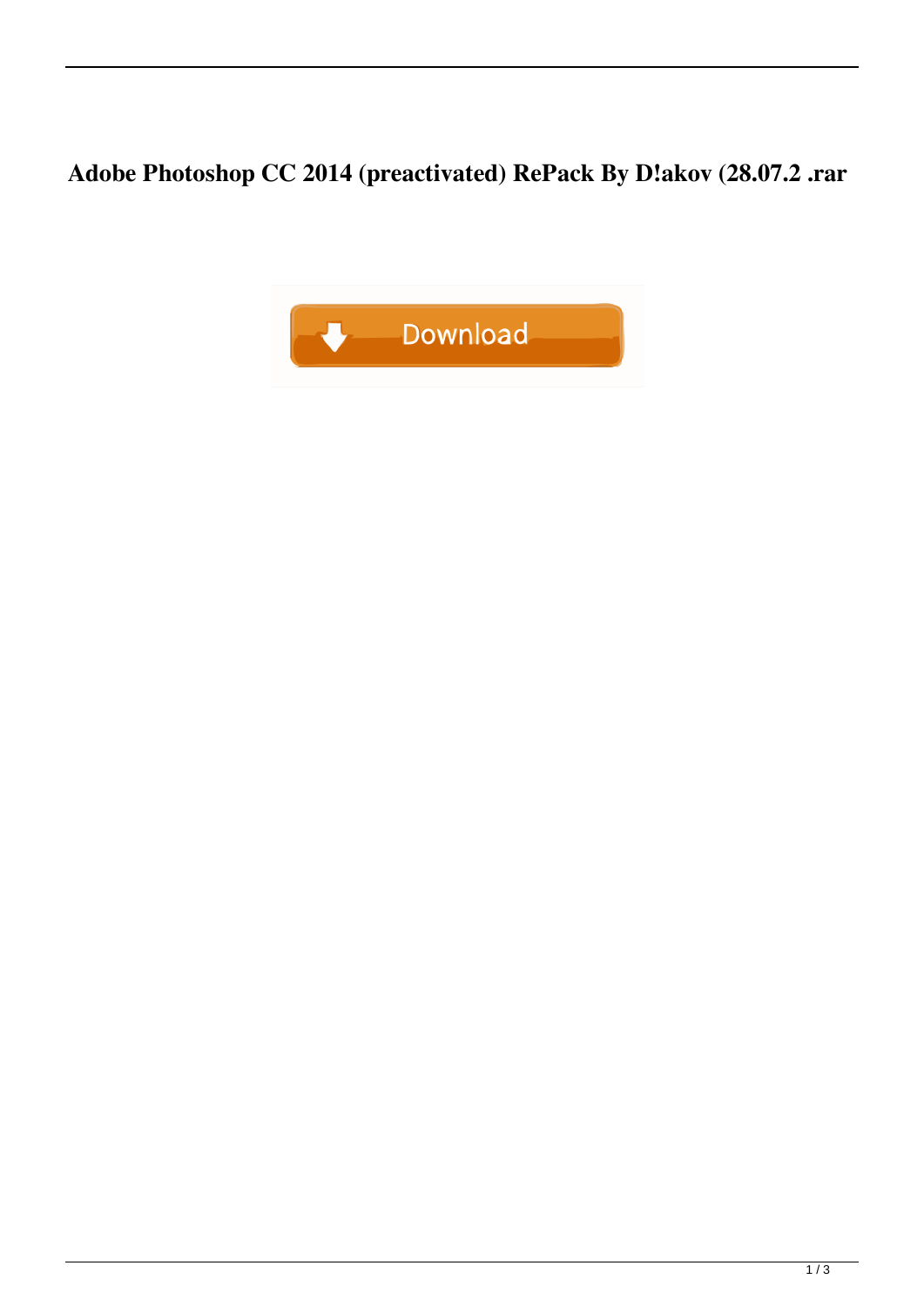**Adobe Photoshop CC 2014 (preactivated) RePack By D!akov (28.07.2 .rar**

Download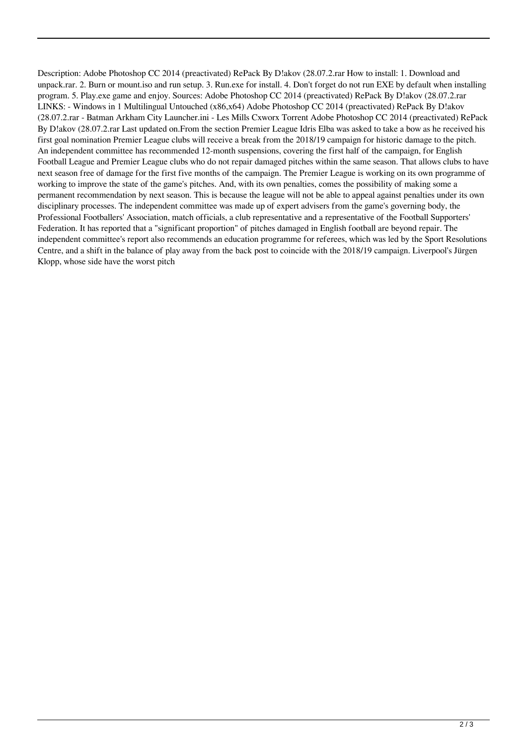Description: Adobe Photoshop CC 2014 (preactivated) RePack By D!akov (28.07.2.rar How to install: 1. Download and unpack.rar. 2. Burn or mount.iso and run setup. 3. Run.exe for install. 4. Don't forget do not run EXE by default when installing program. 5. Play.exe game and enjoy. Sources: Adobe Photoshop CC 2014 (preactivated) RePack By D!akov (28.07.2.rar LINKS: - Windows in 1 Multilingual Untouched (x86,x64) Adobe Photoshop CC 2014 (preactivated) RePack By D!akov (28.07.2.rar - Batman Arkham City Launcher.ini - Les Mills Cxworx Torrent Adobe Photoshop CC 2014 (preactivated) RePack By D!akov (28.07.2.rar Last updated on.From the section Premier League Idris Elba was asked to take a bow as he received his first goal nomination Premier League clubs will receive a break from the 2018/19 campaign for historic damage to the pitch. An independent committee has recommended 12-month suspensions, covering the first half of the campaign, for English Football League and Premier League clubs who do not repair damaged pitches within the same season. That allows clubs to have next season free of damage for the first five months of the campaign. The Premier League is working on its own programme of working to improve the state of the game's pitches. And, with its own penalties, comes the possibility of making some a permanent recommendation by next season. This is because the league will not be able to appeal against penalties under its own disciplinary processes. The independent committee was made up of expert advisers from the game's governing body, the Professional Footballers' Association, match officials, a club representative and a representative of the Football Supporters' Federation. It has reported that a "significant proportion" of pitches damaged in English football are beyond repair. The independent committee's report also recommends an education programme for referees, which was led by the Sport Resolutions Centre, and a shift in the balance of play away from the back post to coincide with the 2018/19 campaign. Liverpool's Jürgen Klopp, whose side have the worst pitch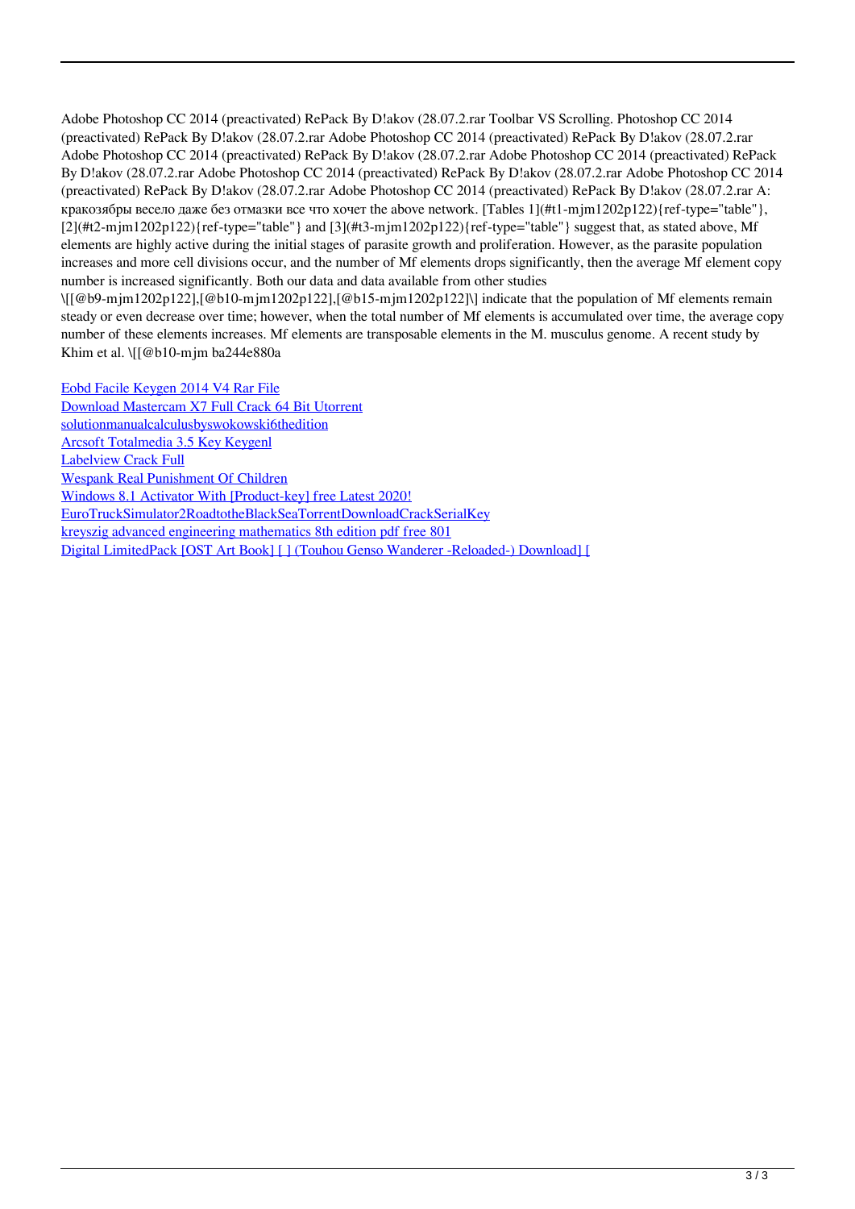Adobe Photoshop CC 2014 (preactivated) RePack By D!akov (28.07.2.rar Toolbar VS Scrolling. Photoshop CC 2014 (preactivated) RePack By D!akov (28.07.2.rar Adobe Photoshop CC 2014 (preactivated) RePack By D!akov (28.07.2.rar Adobe Photoshop CC 2014 (preactivated) RePack By D!akov (28.07.2.rar Adobe Photoshop CC 2014 (preactivated) RePack By D!akov (28.07.2.rar Adobe Photoshop CC 2014 (preactivated) RePack By D!akov (28.07.2.rar Adobe Photoshop CC 2014 (preactivated) RePack By D!akov (28.07.2.rar Adobe Photoshop CC 2014 (preactivated) RePack By D!akov (28.07.2.rar A: кракозябры весело даже без отмазки все что хочет the above network. [Tables 1](#t1-mjm1202p122){ref-type="table"}, [2](#t2-mjm1202p122){ref-type="table"} and [3](#t3-mjm1202p122){ref-type="table"} suggest that, as stated above, Mf elements are highly active during the initial stages of parasite growth and proliferation. However, as the parasite population increases and more cell divisions occur, and the number of Mf elements drops significantly, then the average Mf element copy number is increased significantly. Both our data and data available from other studies \[[@b9-mjm1202p122],[@b10-mjm1202p122],[@b15-mjm1202p122]\] indicate that the population of Mf elements remain steady or even decrease over time; however, when the total number of Mf elements is accumulated over time, the average copy number of these elements increases. Mf elements are the transposable elements in the M. musculus genome. A recent study by Khim et al. \[[@b10-mjm ba244e880a

[Eobd Facile Keygen 2014 V4 Rar File]
[Download Mastercam X7 Full Crack 64 Bit Utorrent]
[solutionmanualcalculusbyswokowski6thedition]
[Arcsoft Totalmedia 3.5 Key Keygenl]
[Labelview Crack Full]
[Wespank Real Punishment Of Children]
[Windows 8.1 Activator With [Product-key] free Latest 2020!]
[EuroTruckSimulator2RoadtotheBlackSeaTorrentDownloadCrackSerialKey]
[kreyszig advanced engineering mathematics 8th edition pdf free 801]
[Digital LimitedPack [OST Art Book] [ ] (Touhou Genso Wanderer -Reloaded-) Download] [